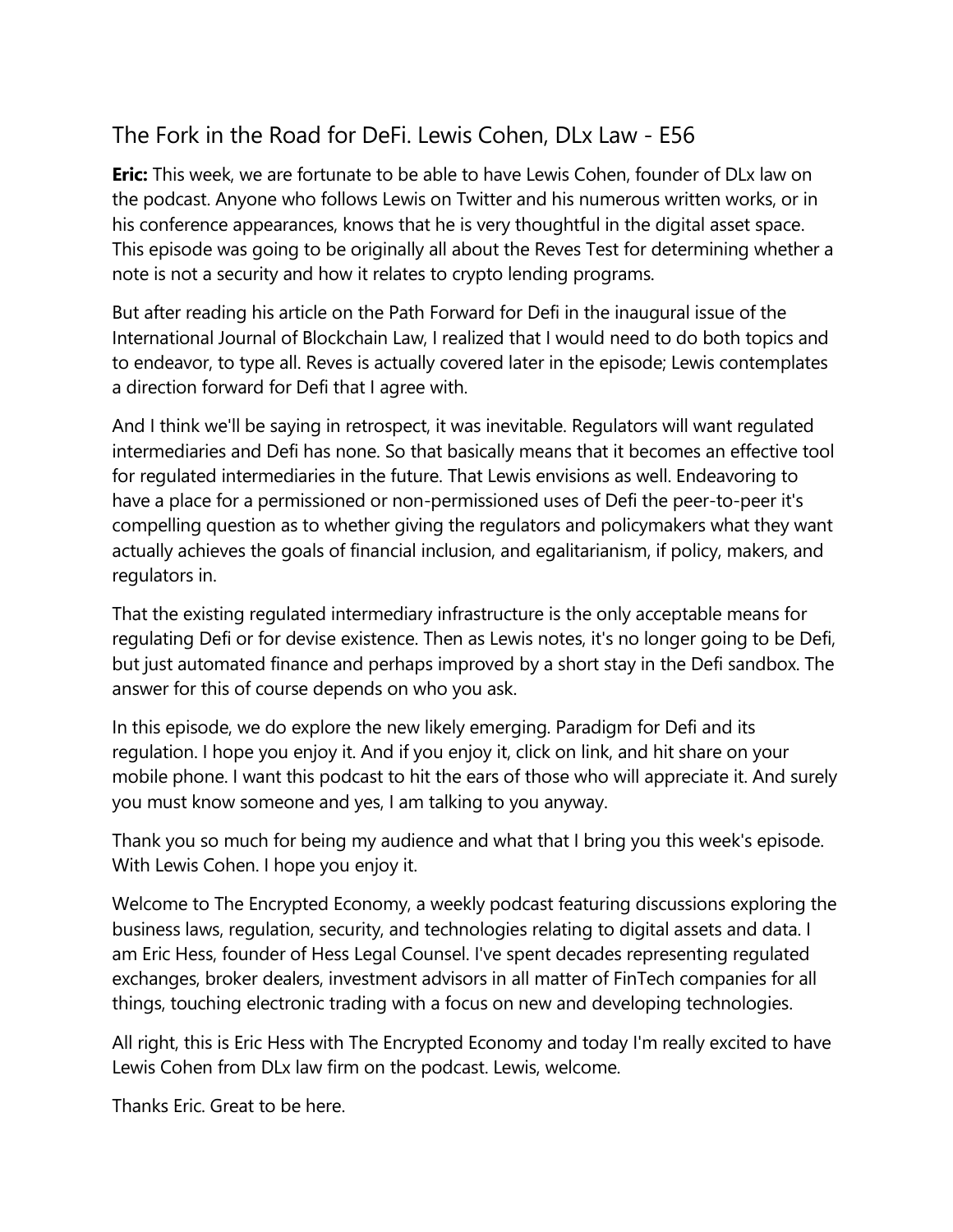# The Fork in the Road for DeFi. Lewis Cohen, DLx Law - E56

**Eric:** This week, we are fortunate to be able to have Lewis Cohen, founder of DLx law on the podcast. Anyone who follows Lewis on Twitter and his numerous written works, or in his conference appearances, knows that he is very thoughtful in the digital asset space. This episode was going to be originally all about the Reves Test for determining whether a note is not a security and how it relates to crypto lending programs.

But after reading his article on the Path Forward for Defi in the inaugural issue of the International Journal of Blockchain Law, I realized that I would need to do both topics and to endeavor, to type all. Reves is actually covered later in the episode; Lewis contemplates a direction forward for Defi that I agree with.

And I think we'll be saying in retrospect, it was inevitable. Regulators will want regulated intermediaries and Defi has none. So that basically means that it becomes an effective tool for regulated intermediaries in the future. That Lewis envisions as well. Endeavoring to have a place for a permissioned or non-permissioned uses of Defi the peer-to-peer it's compelling question as to whether giving the regulators and policymakers what they want actually achieves the goals of financial inclusion, and egalitarianism, if policy, makers, and regulators in.

That the existing regulated intermediary infrastructure is the only acceptable means for regulating Defi or for devise existence. Then as Lewis notes, it's no longer going to be Defi, but just automated finance and perhaps improved by a short stay in the Defi sandbox. The answer for this of course depends on who you ask.

In this episode, we do explore the new likely emerging. Paradigm for Defi and its regulation. I hope you enjoy it. And if you enjoy it, click on link, and hit share on your mobile phone. I want this podcast to hit the ears of those who will appreciate it. And surely you must know someone and yes, I am talking to you anyway.

Thank you so much for being my audience and what that I bring you this week's episode. With Lewis Cohen. I hope you enjoy it.

Welcome to The Encrypted Economy, a weekly podcast featuring discussions exploring the business laws, regulation, security, and technologies relating to digital assets and data. I am Eric Hess, founder of Hess Legal Counsel. I've spent decades representing regulated exchanges, broker dealers, investment advisors in all matter of FinTech companies for all things, touching electronic trading with a focus on new and developing technologies.

All right, this is Eric Hess with The Encrypted Economy and today I'm really excited to have Lewis Cohen from DLx law firm on the podcast. Lewis, welcome.

Thanks Eric. Great to be here.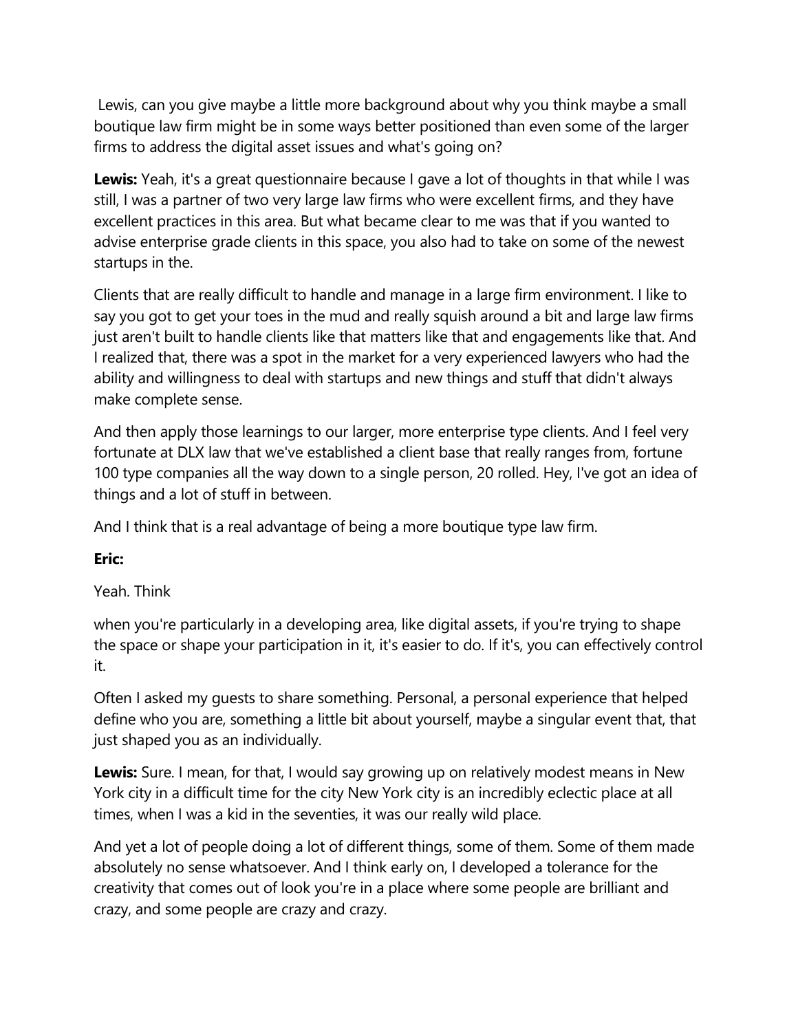Lewis, can you give maybe a little more background about why you think maybe a small boutique law firm might be in some ways better positioned than even some of the larger firms to address the digital asset issues and what's going on?

**Lewis:** Yeah, it's a great questionnaire because I gave a lot of thoughts in that while I was still, I was a partner of two very large law firms who were excellent firms, and they have excellent practices in this area. But what became clear to me was that if you wanted to advise enterprise grade clients in this space, you also had to take on some of the newest startups in the.

Clients that are really difficult to handle and manage in a large firm environment. I like to say you got to get your toes in the mud and really squish around a bit and large law firms just aren't built to handle clients like that matters like that and engagements like that. And I realized that, there was a spot in the market for a very experienced lawyers who had the ability and willingness to deal with startups and new things and stuff that didn't always make complete sense.

And then apply those learnings to our larger, more enterprise type clients. And I feel very fortunate at DLX law that we've established a client base that really ranges from, fortune 100 type companies all the way down to a single person, 20 rolled. Hey, I've got an idea of things and a lot of stuff in between.

And I think that is a real advantage of being a more boutique type law firm.

**Eric:**

Yeah. Think

when you're particularly in a developing area, like digital assets, if you're trying to shape the space or shape your participation in it, it's easier to do. If it's, you can effectively control it.

Often I asked my guests to share something. Personal, a personal experience that helped define who you are, something a little bit about yourself, maybe a singular event that, that just shaped you as an individually.

**Lewis:** Sure. I mean, for that, I would say growing up on relatively modest means in New York city in a difficult time for the city New York city is an incredibly eclectic place at all times, when I was a kid in the seventies, it was our really wild place.

And yet a lot of people doing a lot of different things, some of them. Some of them made absolutely no sense whatsoever. And I think early on, I developed a tolerance for the creativity that comes out of look you're in a place where some people are brilliant and crazy, and some people are crazy and crazy.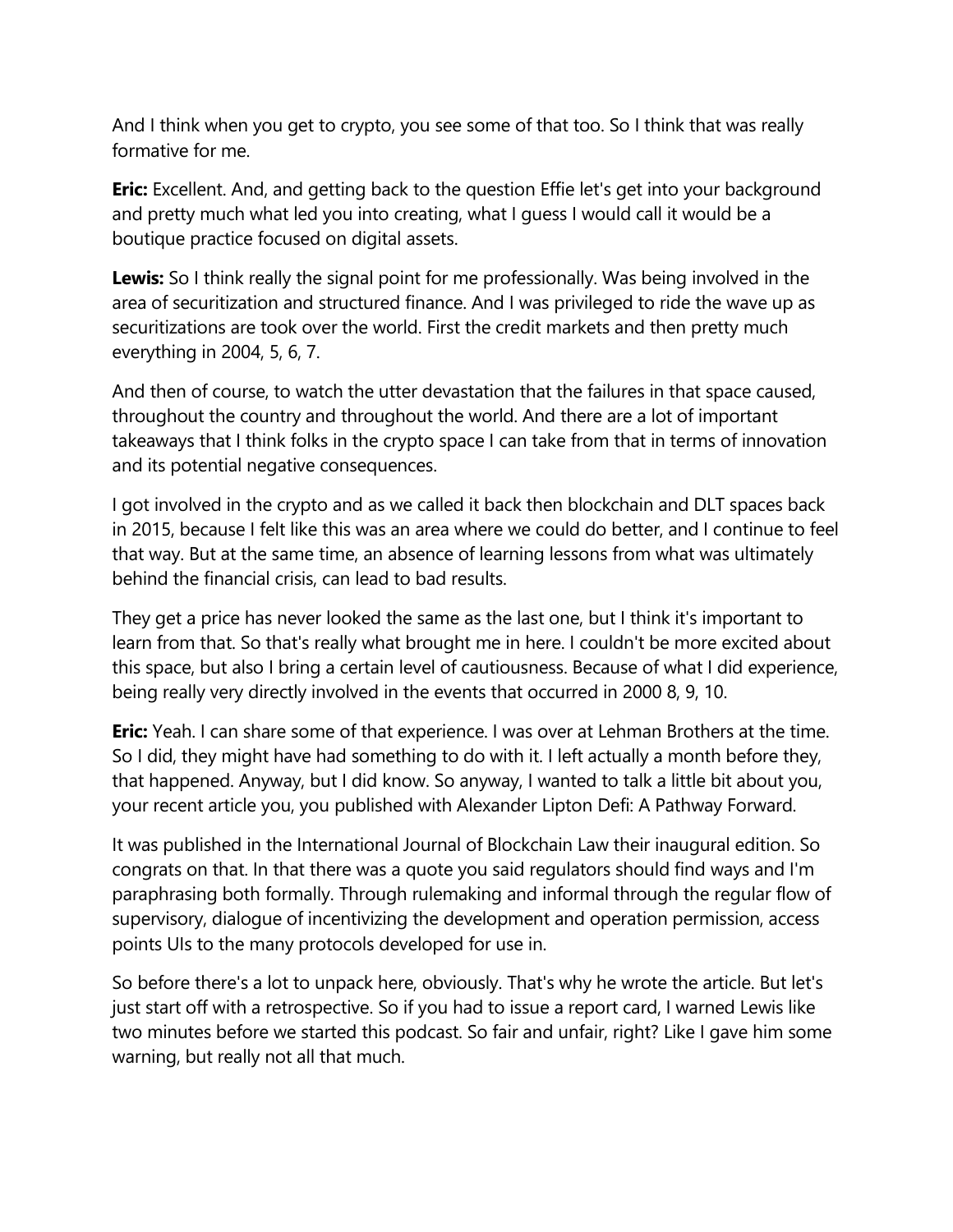And I think when you get to crypto, you see some of that too. So I think that was really formative for me.

**Eric:** Excellent. And, and getting back to the question Effie let's get into your background and pretty much what led you into creating, what I guess I would call it would be a boutique practice focused on digital assets.

**Lewis:** So I think really the signal point for me professionally. Was being involved in the area of securitization and structured finance. And I was privileged to ride the wave up as securitizations are took over the world. First the credit markets and then pretty much everything in 2004, 5, 6, 7.

And then of course, to watch the utter devastation that the failures in that space caused, throughout the country and throughout the world. And there are a lot of important takeaways that I think folks in the crypto space I can take from that in terms of innovation and its potential negative consequences.

I got involved in the crypto and as we called it back then blockchain and DLT spaces back in 2015, because I felt like this was an area where we could do better, and I continue to feel that way. But at the same time, an absence of learning lessons from what was ultimately behind the financial crisis, can lead to bad results.

They get a price has never looked the same as the last one, but I think it's important to learn from that. So that's really what brought me in here. I couldn't be more excited about this space, but also I bring a certain level of cautiousness. Because of what I did experience, being really very directly involved in the events that occurred in 2000 8, 9, 10.

**Eric:** Yeah. I can share some of that experience. I was over at Lehman Brothers at the time. So I did, they might have had something to do with it. I left actually a month before they, that happened. Anyway, but I did know. So anyway, I wanted to talk a little bit about you, your recent article you, you published with Alexander Lipton Defi: A Pathway Forward.

It was published in the International Journal of Blockchain Law their inaugural edition. So congrats on that. In that there was a quote you said regulators should find ways and I'm paraphrasing both formally. Through rulemaking and informal through the regular flow of supervisory, dialogue of incentivizing the development and operation permission, access points UIs to the many protocols developed for use in.

So before there's a lot to unpack here, obviously. That's why he wrote the article. But let's just start off with a retrospective. So if you had to issue a report card, I warned Lewis like two minutes before we started this podcast. So fair and unfair, right? Like I gave him some warning, but really not all that much.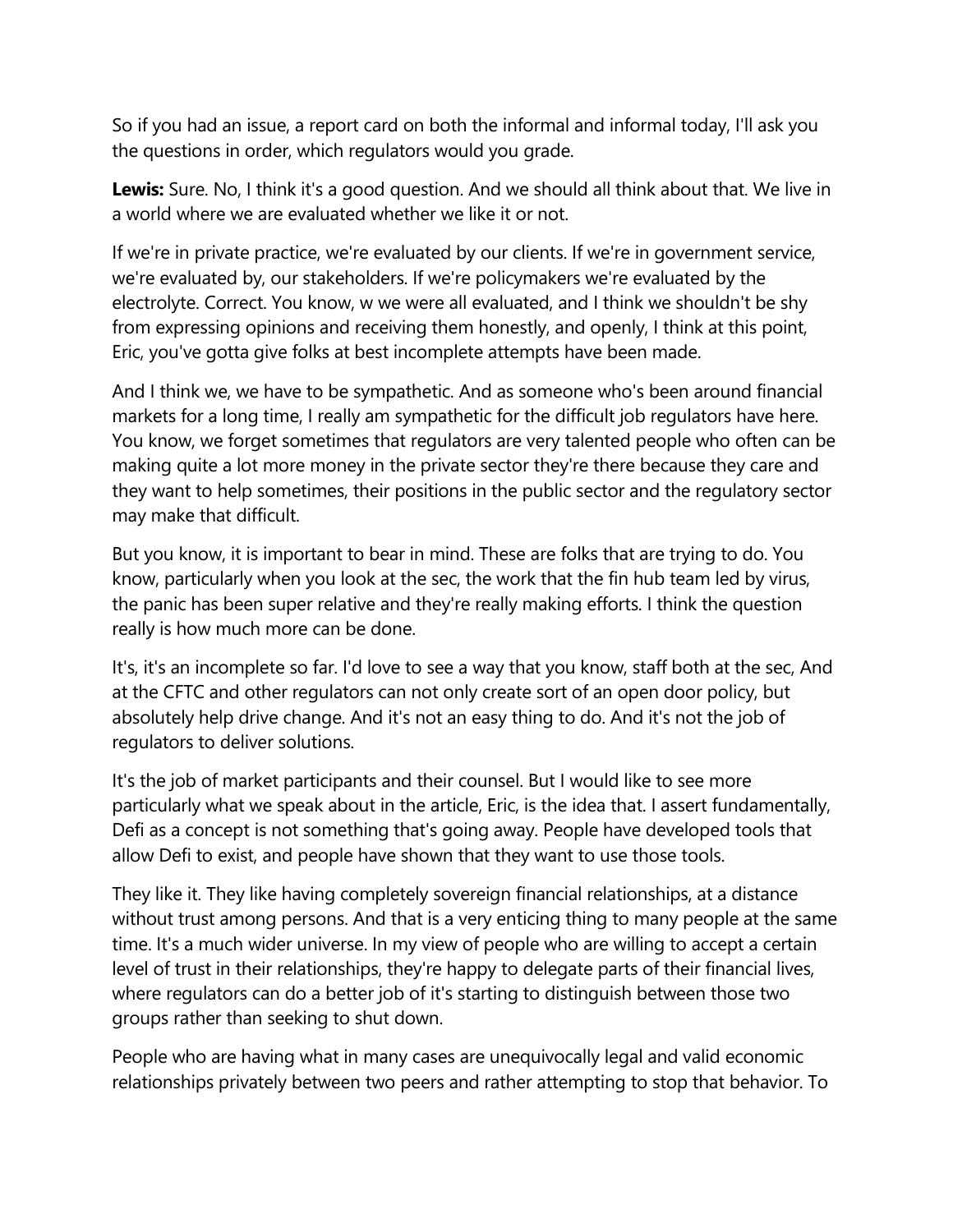So if you had an issue, a report card on both the informal and informal today, I'll ask you the questions in order, which regulators would you grade.

**Lewis:** Sure. No, I think it's a good question. And we should all think about that. We live in a world where we are evaluated whether we like it or not.

If we're in private practice, we're evaluated by our clients. If we're in government service, we're evaluated by, our stakeholders. If we're policymakers we're evaluated by the electrolyte. Correct. You know, w we were all evaluated, and I think we shouldn't be shy from expressing opinions and receiving them honestly, and openly, I think at this point, Eric, you've gotta give folks at best incomplete attempts have been made.

And I think we, we have to be sympathetic. And as someone who's been around financial markets for a long time, I really am sympathetic for the difficult job regulators have here. You know, we forget sometimes that regulators are very talented people who often can be making quite a lot more money in the private sector they're there because they care and they want to help sometimes, their positions in the public sector and the regulatory sector may make that difficult.

But you know, it is important to bear in mind. These are folks that are trying to do. You know, particularly when you look at the sec, the work that the fin hub team led by virus, the panic has been super relative and they're really making efforts. I think the question really is how much more can be done.

It's, it's an incomplete so far. I'd love to see a way that you know, staff both at the sec, And at the CFTC and other regulators can not only create sort of an open door policy, but absolutely help drive change. And it's not an easy thing to do. And it's not the job of regulators to deliver solutions.

It's the job of market participants and their counsel. But I would like to see more particularly what we speak about in the article, Eric, is the idea that. I assert fundamentally, Defi as a concept is not something that's going away. People have developed tools that allow Defi to exist, and people have shown that they want to use those tools.

They like it. They like having completely sovereign financial relationships, at a distance without trust among persons. And that is a very enticing thing to many people at the same time. It's a much wider universe. In my view of people who are willing to accept a certain level of trust in their relationships, they're happy to delegate parts of their financial lives, where regulators can do a better job of it's starting to distinguish between those two groups rather than seeking to shut down.

People who are having what in many cases are unequivocally legal and valid economic relationships privately between two peers and rather attempting to stop that behavior. To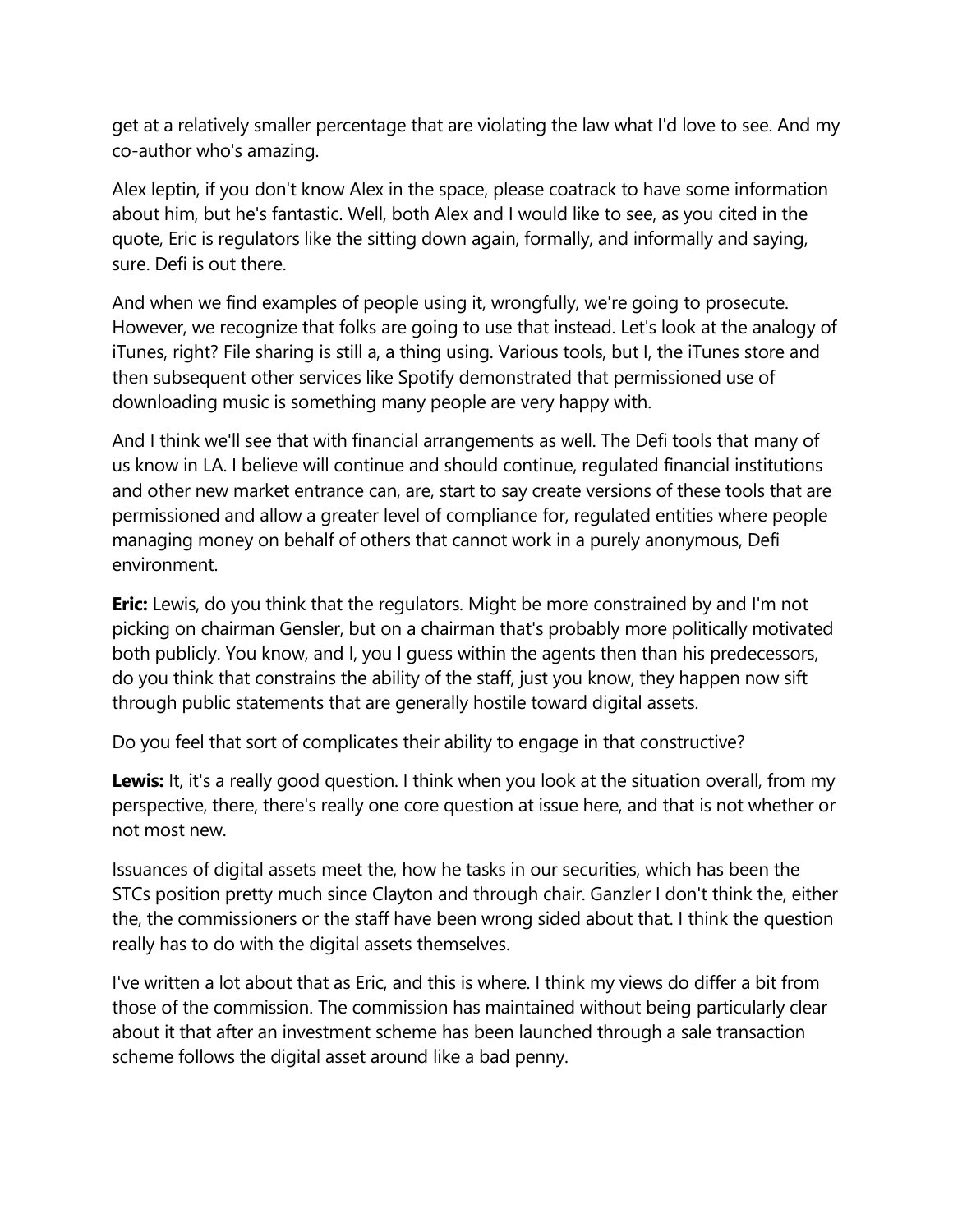get at a relatively smaller percentage that are violating the law what I'd love to see. And my co-author who's amazing.

Alex leptin, if you don't know Alex in the space, please coatrack to have some information about him, but he's fantastic. Well, both Alex and I would like to see, as you cited in the quote, Eric is regulators like the sitting down again, formally, and informally and saying, sure. Defi is out there.

And when we find examples of people using it, wrongfully, we're going to prosecute. However, we recognize that folks are going to use that instead. Let's look at the analogy of iTunes, right? File sharing is still a, a thing using. Various tools, but I, the iTunes store and then subsequent other services like Spotify demonstrated that permissioned use of downloading music is something many people are very happy with.

And I think we'll see that with financial arrangements as well. The Defi tools that many of us know in LA. I believe will continue and should continue, regulated financial institutions and other new market entrance can, are, start to say create versions of these tools that are permissioned and allow a greater level of compliance for, regulated entities where people managing money on behalf of others that cannot work in a purely anonymous, Defi environment.

**Eric:** Lewis, do you think that the regulators. Might be more constrained by and I'm not picking on chairman Gensler, but on a chairman that's probably more politically motivated both publicly. You know, and I, you I guess within the agents then than his predecessors, do you think that constrains the ability of the staff, just you know, they happen now sift through public statements that are generally hostile toward digital assets.

Do you feel that sort of complicates their ability to engage in that constructive?

**Lewis:** It, it's a really good question. I think when you look at the situation overall, from my perspective, there, there's really one core question at issue here, and that is not whether or not most new.

Issuances of digital assets meet the, how he tasks in our securities, which has been the STCs position pretty much since Clayton and through chair. Ganzler I don't think the, either the, the commissioners or the staff have been wrong sided about that. I think the question really has to do with the digital assets themselves.

I've written a lot about that as Eric, and this is where. I think my views do differ a bit from those of the commission. The commission has maintained without being particularly clear about it that after an investment scheme has been launched through a sale transaction scheme follows the digital asset around like a bad penny.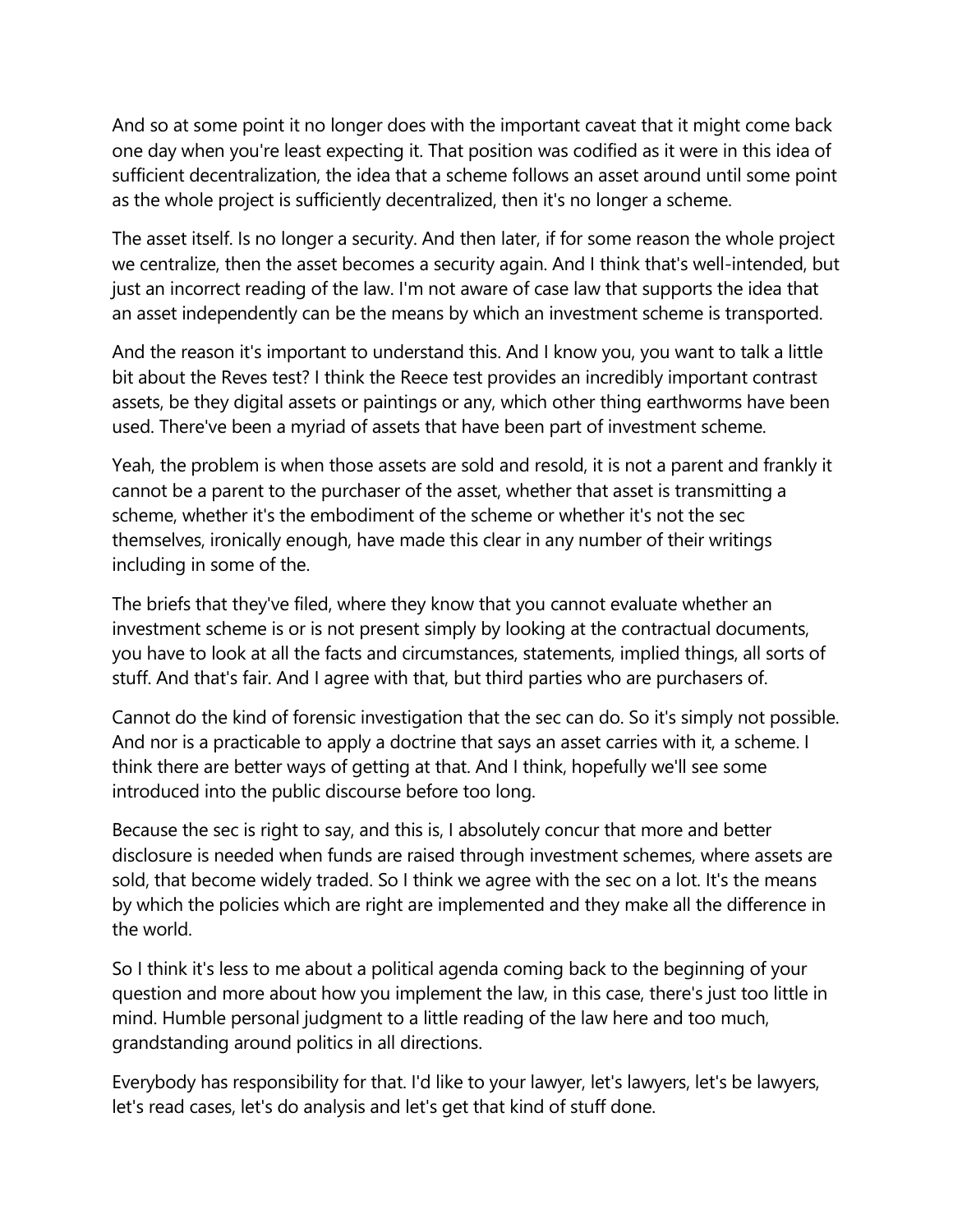And so at some point it no longer does with the important caveat that it might come back one day when you're least expecting it. That position was codified as it were in this idea of sufficient decentralization, the idea that a scheme follows an asset around until some point as the whole project is sufficiently decentralized, then it's no longer a scheme.

The asset itself. Is no longer a security. And then later, if for some reason the whole project we centralize, then the asset becomes a security again. And I think that's well-intended, but just an incorrect reading of the law. I'm not aware of case law that supports the idea that an asset independently can be the means by which an investment scheme is transported.

And the reason it's important to understand this. And I know you, you want to talk a little bit about the Reves test? I think the Reece test provides an incredibly important contrast assets, be they digital assets or paintings or any, which other thing earthworms have been used. There've been a myriad of assets that have been part of investment scheme.

Yeah, the problem is when those assets are sold and resold, it is not a parent and frankly it cannot be a parent to the purchaser of the asset, whether that asset is transmitting a scheme, whether it's the embodiment of the scheme or whether it's not the sec themselves, ironically enough, have made this clear in any number of their writings including in some of the.

The briefs that they've filed, where they know that you cannot evaluate whether an investment scheme is or is not present simply by looking at the contractual documents, you have to look at all the facts and circumstances, statements, implied things, all sorts of stuff. And that's fair. And I agree with that, but third parties who are purchasers of.

Cannot do the kind of forensic investigation that the sec can do. So it's simply not possible. And nor is a practicable to apply a doctrine that says an asset carries with it, a scheme. I think there are better ways of getting at that. And I think, hopefully we'll see some introduced into the public discourse before too long.

Because the sec is right to say, and this is, I absolutely concur that more and better disclosure is needed when funds are raised through investment schemes, where assets are sold, that become widely traded. So I think we agree with the sec on a lot. It's the means by which the policies which are right are implemented and they make all the difference in the world.

So I think it's less to me about a political agenda coming back to the beginning of your question and more about how you implement the law, in this case, there's just too little in mind. Humble personal judgment to a little reading of the law here and too much, grandstanding around politics in all directions.

Everybody has responsibility for that. I'd like to your lawyer, let's lawyers, let's be lawyers, let's read cases, let's do analysis and let's get that kind of stuff done.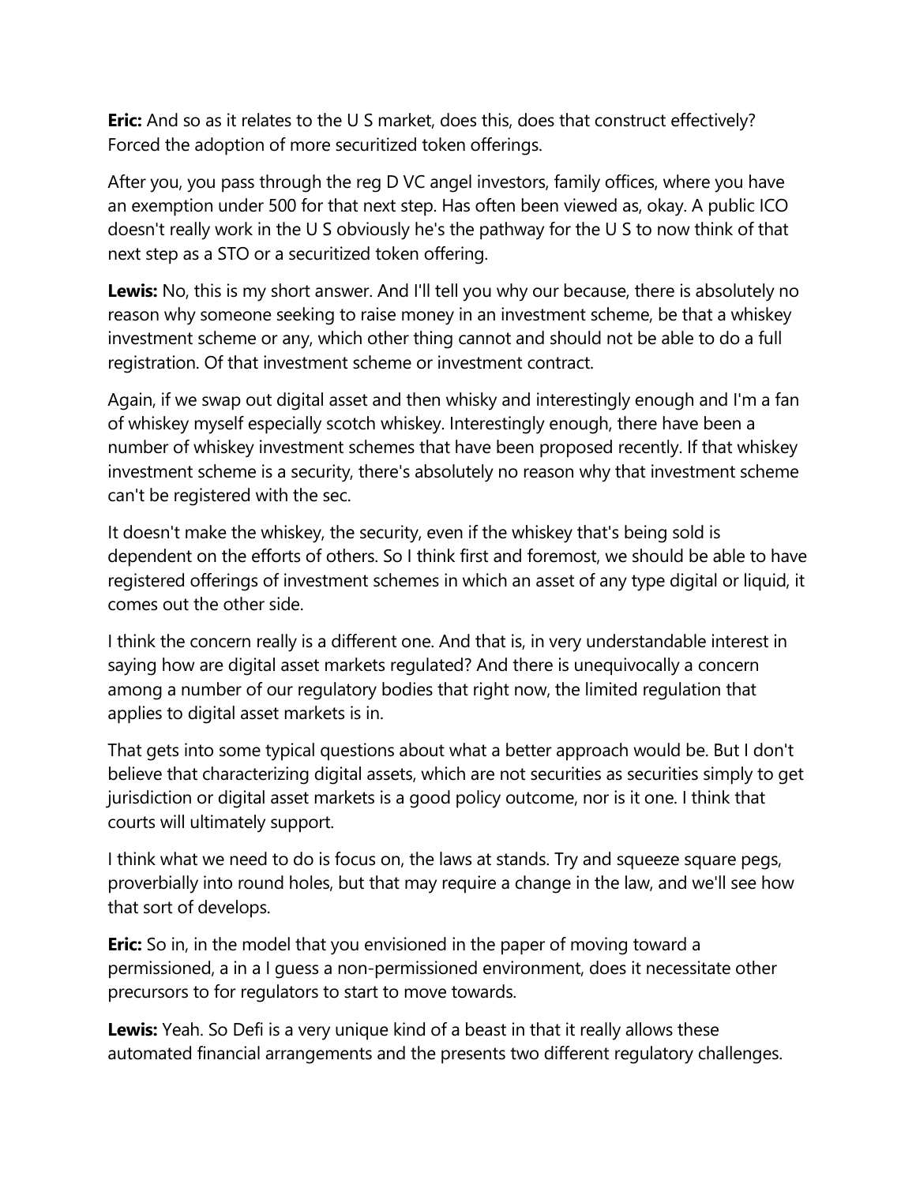**Eric:** And so as it relates to the U S market, does this, does that construct effectively? Forced the adoption of more securitized token offerings.

After you, you pass through the reg D VC angel investors, family offices, where you have an exemption under 500 for that next step. Has often been viewed as, okay. A public ICO doesn't really work in the U S obviously he's the pathway for the U S to now think of that next step as a STO or a securitized token offering.

**Lewis:** No, this is my short answer. And I'll tell you why our because, there is absolutely no reason why someone seeking to raise money in an investment scheme, be that a whiskey investment scheme or any, which other thing cannot and should not be able to do a full registration. Of that investment scheme or investment contract.

Again, if we swap out digital asset and then whisky and interestingly enough and I'm a fan of whiskey myself especially scotch whiskey. Interestingly enough, there have been a number of whiskey investment schemes that have been proposed recently. If that whiskey investment scheme is a security, there's absolutely no reason why that investment scheme can't be registered with the sec.

It doesn't make the whiskey, the security, even if the whiskey that's being sold is dependent on the efforts of others. So I think first and foremost, we should be able to have registered offerings of investment schemes in which an asset of any type digital or liquid, it comes out the other side.

I think the concern really is a different one. And that is, in very understandable interest in saying how are digital asset markets regulated? And there is unequivocally a concern among a number of our regulatory bodies that right now, the limited regulation that applies to digital asset markets is in.

That gets into some typical questions about what a better approach would be. But I don't believe that characterizing digital assets, which are not securities as securities simply to get jurisdiction or digital asset markets is a good policy outcome, nor is it one. I think that courts will ultimately support.

I think what we need to do is focus on, the laws at stands. Try and squeeze square pegs, proverbially into round holes, but that may require a change in the law, and we'll see how that sort of develops.

**Eric:** So in, in the model that you envisioned in the paper of moving toward a permissioned, a in a I guess a non-permissioned environment, does it necessitate other precursors to for regulators to start to move towards.

**Lewis:** Yeah. So Defi is a very unique kind of a beast in that it really allows these automated financial arrangements and the presents two different regulatory challenges.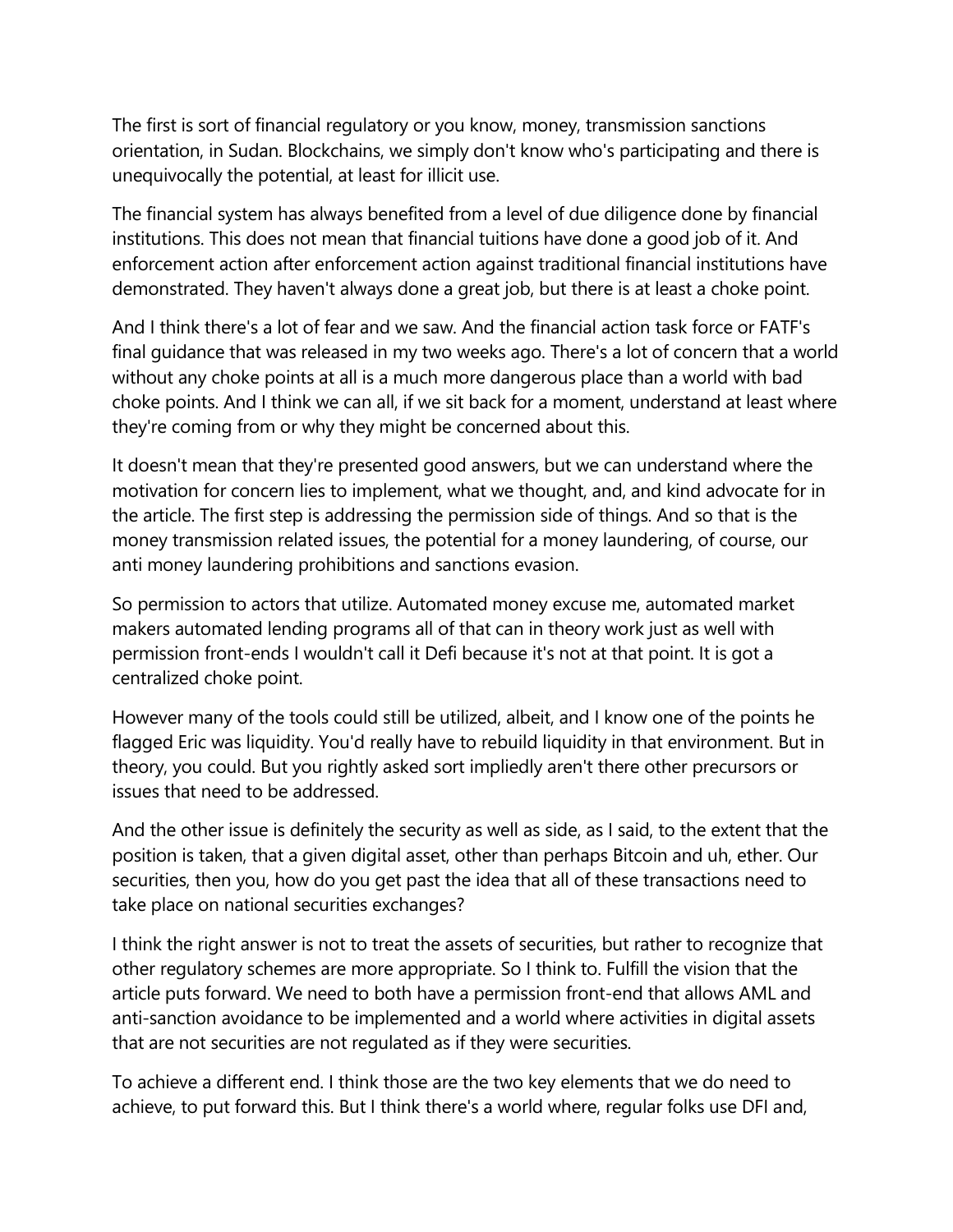The first is sort of financial regulatory or you know, money, transmission sanctions orientation, in Sudan. Blockchains, we simply don't know who's participating and there is unequivocally the potential, at least for illicit use.

The financial system has always benefited from a level of due diligence done by financial institutions. This does not mean that financial tuitions have done a good job of it. And enforcement action after enforcement action against traditional financial institutions have demonstrated. They haven't always done a great job, but there is at least a choke point.

And I think there's a lot of fear and we saw. And the financial action task force or FATF's final guidance that was released in my two weeks ago. There's a lot of concern that a world without any choke points at all is a much more dangerous place than a world with bad choke points. And I think we can all, if we sit back for a moment, understand at least where they're coming from or why they might be concerned about this.

It doesn't mean that they're presented good answers, but we can understand where the motivation for concern lies to implement, what we thought, and, and kind advocate for in the article. The first step is addressing the permission side of things. And so that is the money transmission related issues, the potential for a money laundering, of course, our anti money laundering prohibitions and sanctions evasion.

So permission to actors that utilize. Automated money excuse me, automated market makers automated lending programs all of that can in theory work just as well with permission front-ends I wouldn't call it Defi because it's not at that point. It is got a centralized choke point.

However many of the tools could still be utilized, albeit, and I know one of the points he flagged Eric was liquidity. You'd really have to rebuild liquidity in that environment. But in theory, you could. But you rightly asked sort impliedly aren't there other precursors or issues that need to be addressed.

And the other issue is definitely the security as well as side, as I said, to the extent that the position is taken, that a given digital asset, other than perhaps Bitcoin and uh, ether. Our securities, then you, how do you get past the idea that all of these transactions need to take place on national securities exchanges?

I think the right answer is not to treat the assets of securities, but rather to recognize that other regulatory schemes are more appropriate. So I think to. Fulfill the vision that the article puts forward. We need to both have a permission front-end that allows AML and anti-sanction avoidance to be implemented and a world where activities in digital assets that are not securities are not regulated as if they were securities.

To achieve a different end. I think those are the two key elements that we do need to achieve, to put forward this. But I think there's a world where, regular folks use DFI and,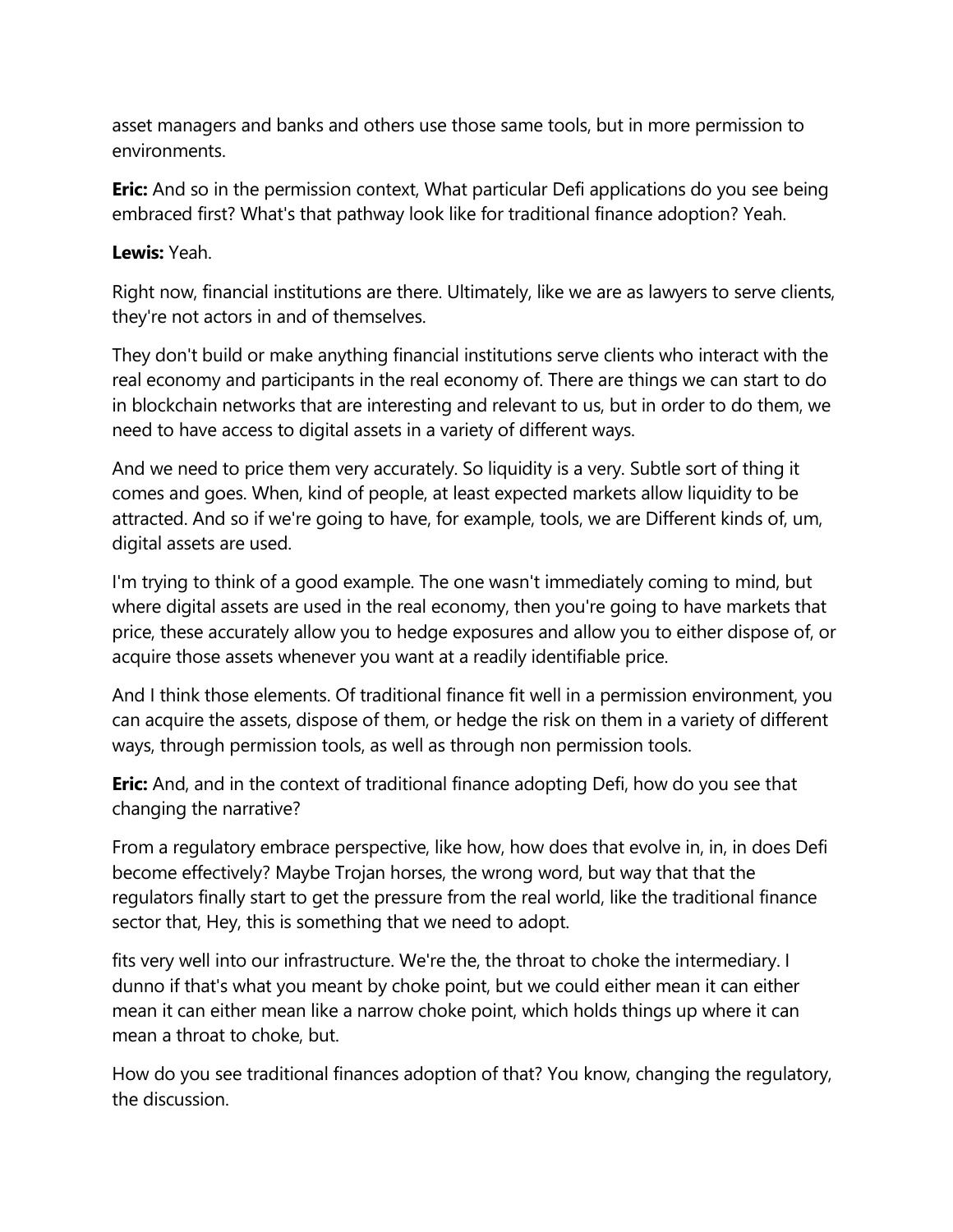asset managers and banks and others use those same tools, but in more permission to environments.

**Eric:** And so in the permission context, What particular Defi applications do you see being embraced first? What's that pathway look like for traditional finance adoption? Yeah.

**Lewis:** Yeah.

Right now, financial institutions are there. Ultimately, like we are as lawyers to serve clients, they're not actors in and of themselves.

They don't build or make anything financial institutions serve clients who interact with the real economy and participants in the real economy of. There are things we can start to do in blockchain networks that are interesting and relevant to us, but in order to do them, we need to have access to digital assets in a variety of different ways.

And we need to price them very accurately. So liquidity is a very. Subtle sort of thing it comes and goes. When, kind of people, at least expected markets allow liquidity to be attracted. And so if we're going to have, for example, tools, we are Different kinds of, um, digital assets are used.

I'm trying to think of a good example. The one wasn't immediately coming to mind, but where digital assets are used in the real economy, then you're going to have markets that price, these accurately allow you to hedge exposures and allow you to either dispose of, or acquire those assets whenever you want at a readily identifiable price.

And I think those elements. Of traditional finance fit well in a permission environment, you can acquire the assets, dispose of them, or hedge the risk on them in a variety of different ways, through permission tools, as well as through non permission tools.

**Eric:** And, and in the context of traditional finance adopting Defi, how do you see that changing the narrative?

From a regulatory embrace perspective, like how, how does that evolve in, in, in does Defi become effectively? Maybe Trojan horses, the wrong word, but way that that the regulators finally start to get the pressure from the real world, like the traditional finance sector that, Hey, this is something that we need to adopt.

fits very well into our infrastructure. We're the, the throat to choke the intermediary. I dunno if that's what you meant by choke point, but we could either mean it can either mean it can either mean like a narrow choke point, which holds things up where it can mean a throat to choke, but.

How do you see traditional finances adoption of that? You know, changing the regulatory, the discussion.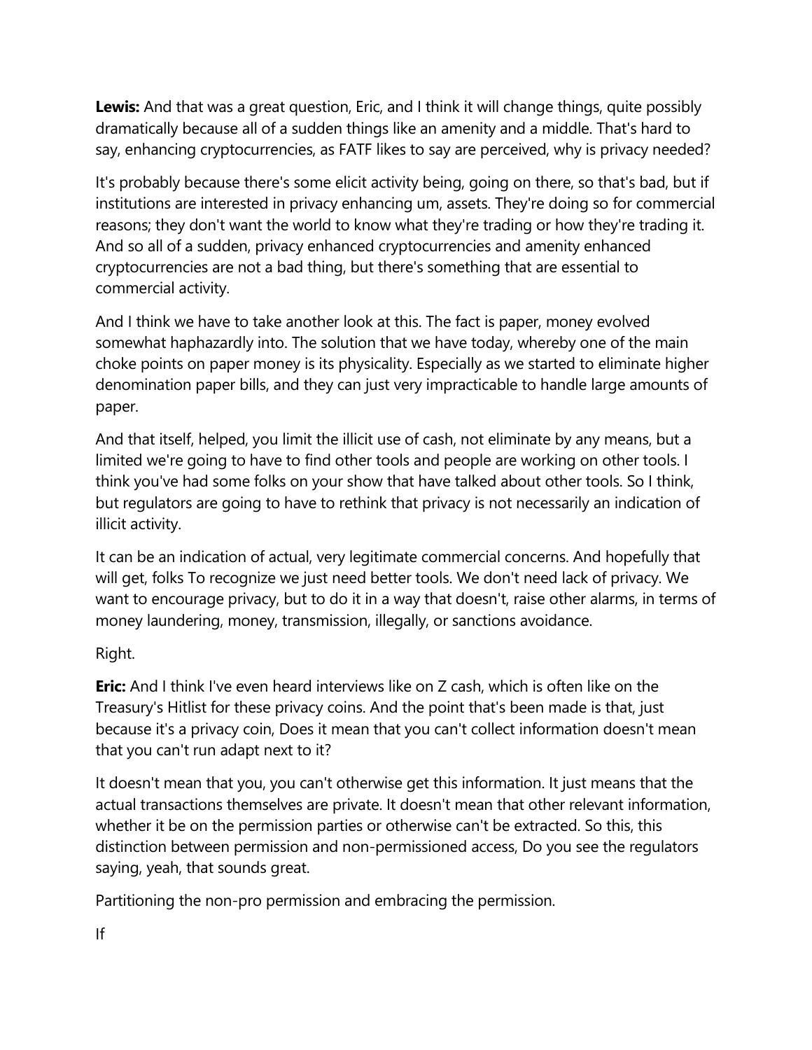**Lewis:** And that was a great question, Eric, and I think it will change things, quite possibly dramatically because all of a sudden things like an amenity and a middle. That's hard to say, enhancing cryptocurrencies, as FATF likes to say are perceived, why is privacy needed?

It's probably because there's some elicit activity being, going on there, so that's bad, but if institutions are interested in privacy enhancing um, assets. They're doing so for commercial reasons; they don't want the world to know what they're trading or how they're trading it. And so all of a sudden, privacy enhanced cryptocurrencies and amenity enhanced cryptocurrencies are not a bad thing, but there's something that are essential to commercial activity.

And I think we have to take another look at this. The fact is paper, money evolved somewhat haphazardly into. The solution that we have today, whereby one of the main choke points on paper money is its physicality. Especially as we started to eliminate higher denomination paper bills, and they can just very impracticable to handle large amounts of paper.

And that itself, helped, you limit the illicit use of cash, not eliminate by any means, but a limited we're going to have to find other tools and people are working on other tools. I think you've had some folks on your show that have talked about other tools. So I think, but regulators are going to have to rethink that privacy is not necessarily an indication of illicit activity.

It can be an indication of actual, very legitimate commercial concerns. And hopefully that will get, folks To recognize we just need better tools. We don't need lack of privacy. We want to encourage privacy, but to do it in a way that doesn't, raise other alarms, in terms of money laundering, money, transmission, illegally, or sanctions avoidance.

Right.

**Eric:** And I think I've even heard interviews like on Z cash, which is often like on the Treasury's Hitlist for these privacy coins. And the point that's been made is that, just because it's a privacy coin, Does it mean that you can't collect information doesn't mean that you can't run adapt next to it?

It doesn't mean that you, you can't otherwise get this information. It just means that the actual transactions themselves are private. It doesn't mean that other relevant information, whether it be on the permission parties or otherwise can't be extracted. So this, this distinction between permission and non-permissioned access, Do you see the regulators saying, yeah, that sounds great.

Partitioning the non-pro permission and embracing the permission.

If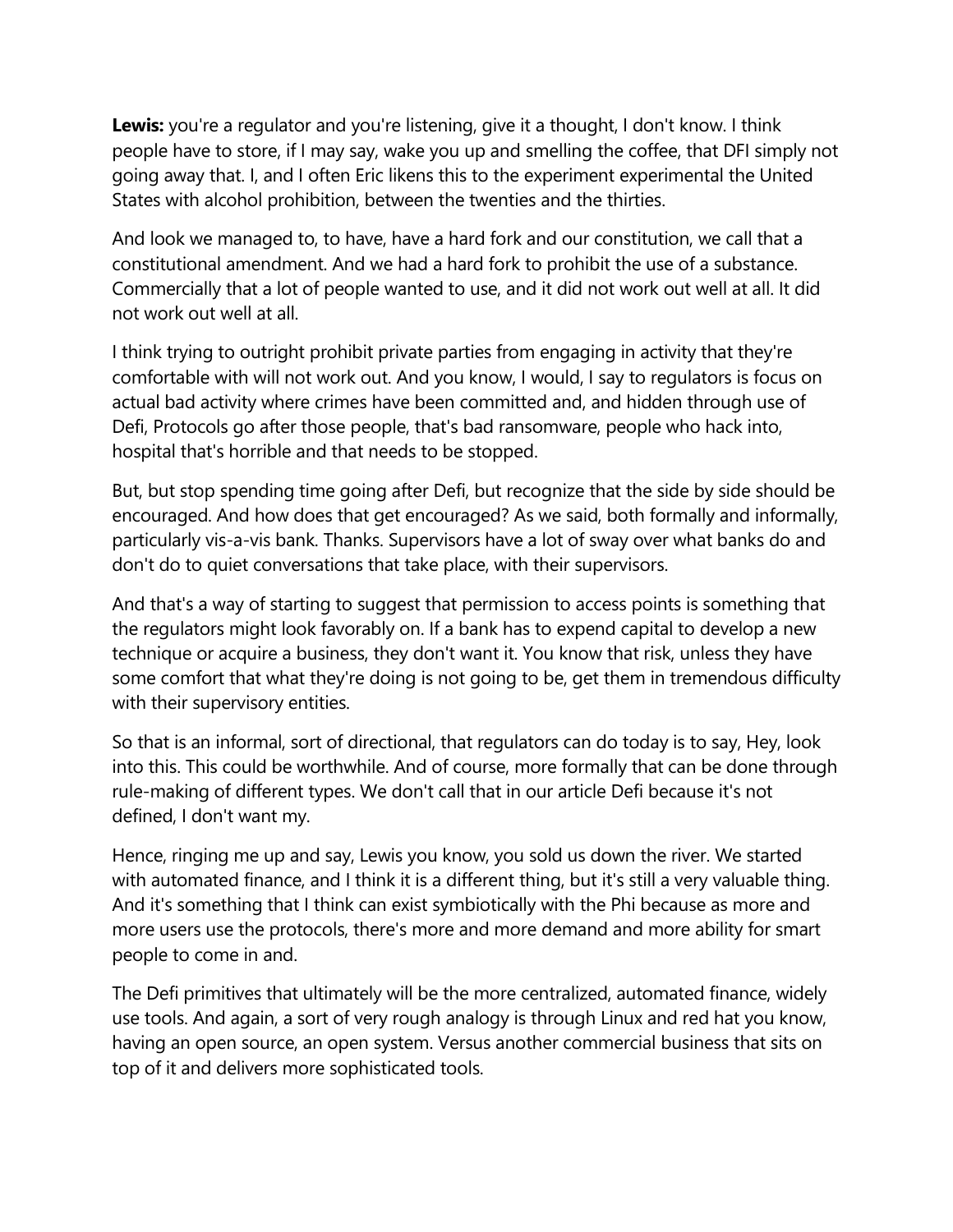**Lewis:** you're a regulator and you're listening, give it a thought, I don't know. I think people have to store, if I may say, wake you up and smelling the coffee, that DFI simply not going away that. I, and I often Eric likens this to the experiment experimental the United States with alcohol prohibition, between the twenties and the thirties.

And look we managed to, to have, have a hard fork and our constitution, we call that a constitutional amendment. And we had a hard fork to prohibit the use of a substance. Commercially that a lot of people wanted to use, and it did not work out well at all. It did not work out well at all.

I think trying to outright prohibit private parties from engaging in activity that they're comfortable with will not work out. And you know, I would, I say to regulators is focus on actual bad activity where crimes have been committed and, and hidden through use of Defi, Protocols go after those people, that's bad ransomware, people who hack into, hospital that's horrible and that needs to be stopped.

But, but stop spending time going after Defi, but recognize that the side by side should be encouraged. And how does that get encouraged? As we said, both formally and informally, particularly vis-a-vis bank. Thanks. Supervisors have a lot of sway over what banks do and don't do to quiet conversations that take place, with their supervisors.

And that's a way of starting to suggest that permission to access points is something that the regulators might look favorably on. If a bank has to expend capital to develop a new technique or acquire a business, they don't want it. You know that risk, unless they have some comfort that what they're doing is not going to be, get them in tremendous difficulty with their supervisory entities.

So that is an informal, sort of directional, that regulators can do today is to say, Hey, look into this. This could be worthwhile. And of course, more formally that can be done through rule-making of different types. We don't call that in our article Defi because it's not defined, I don't want my.

Hence, ringing me up and say, Lewis you know, you sold us down the river. We started with automated finance, and I think it is a different thing, but it's still a very valuable thing. And it's something that I think can exist symbiotically with the Phi because as more and more users use the protocols, there's more and more demand and more ability for smart people to come in and.

The Defi primitives that ultimately will be the more centralized, automated finance, widely use tools. And again, a sort of very rough analogy is through Linux and red hat you know, having an open source, an open system. Versus another commercial business that sits on top of it and delivers more sophisticated tools.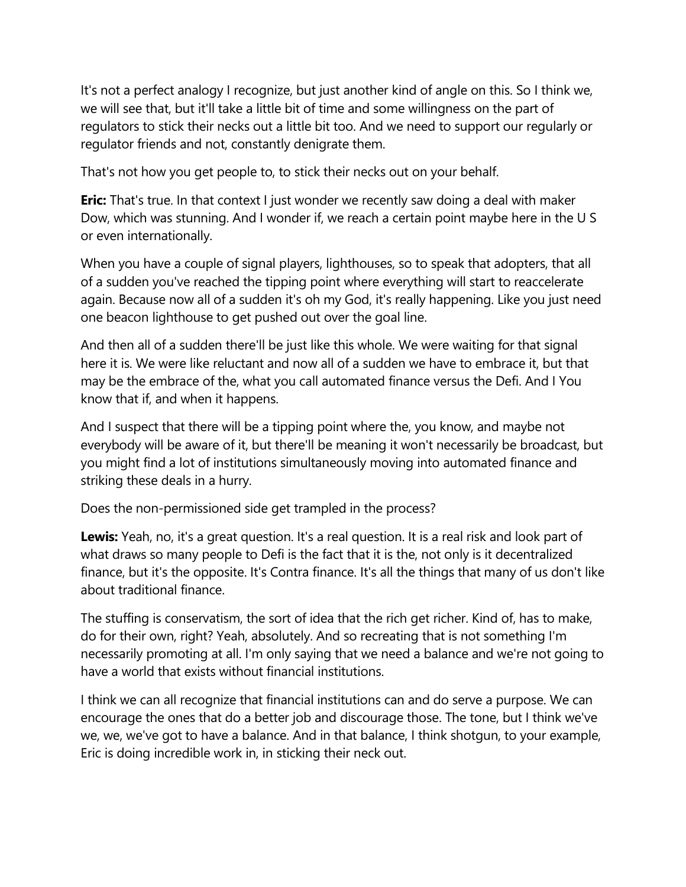It's not a perfect analogy I recognize, but just another kind of angle on this. So I think we, we will see that, but it'll take a little bit of time and some willingness on the part of regulators to stick their necks out a little bit too. And we need to support our regularly or regulator friends and not, constantly denigrate them.

That's not how you get people to, to stick their necks out on your behalf.

**Eric:** That's true. In that context I just wonder we recently saw doing a deal with maker Dow, which was stunning. And I wonder if, we reach a certain point maybe here in the U S or even internationally.

When you have a couple of signal players, lighthouses, so to speak that adopters, that all of a sudden you've reached the tipping point where everything will start to reaccelerate again. Because now all of a sudden it's oh my God, it's really happening. Like you just need one beacon lighthouse to get pushed out over the goal line.

And then all of a sudden there'll be just like this whole. We were waiting for that signal here it is. We were like reluctant and now all of a sudden we have to embrace it, but that may be the embrace of the, what you call automated finance versus the Defi. And I You know that if, and when it happens.

And I suspect that there will be a tipping point where the, you know, and maybe not everybody will be aware of it, but there'll be meaning it won't necessarily be broadcast, but you might find a lot of institutions simultaneously moving into automated finance and striking these deals in a hurry.

Does the non-permissioned side get trampled in the process?

**Lewis:** Yeah, no, it's a great question. It's a real question. It is a real risk and look part of what draws so many people to Defi is the fact that it is the, not only is it decentralized finance, but it's the opposite. It's Contra finance. It's all the things that many of us don't like about traditional finance.

The stuffing is conservatism, the sort of idea that the rich get richer. Kind of, has to make, do for their own, right? Yeah, absolutely. And so recreating that is not something I'm necessarily promoting at all. I'm only saying that we need a balance and we're not going to have a world that exists without financial institutions.

I think we can all recognize that financial institutions can and do serve a purpose. We can encourage the ones that do a better job and discourage those. The tone, but I think we've we, we, we've got to have a balance. And in that balance, I think shotgun, to your example, Eric is doing incredible work in, in sticking their neck out.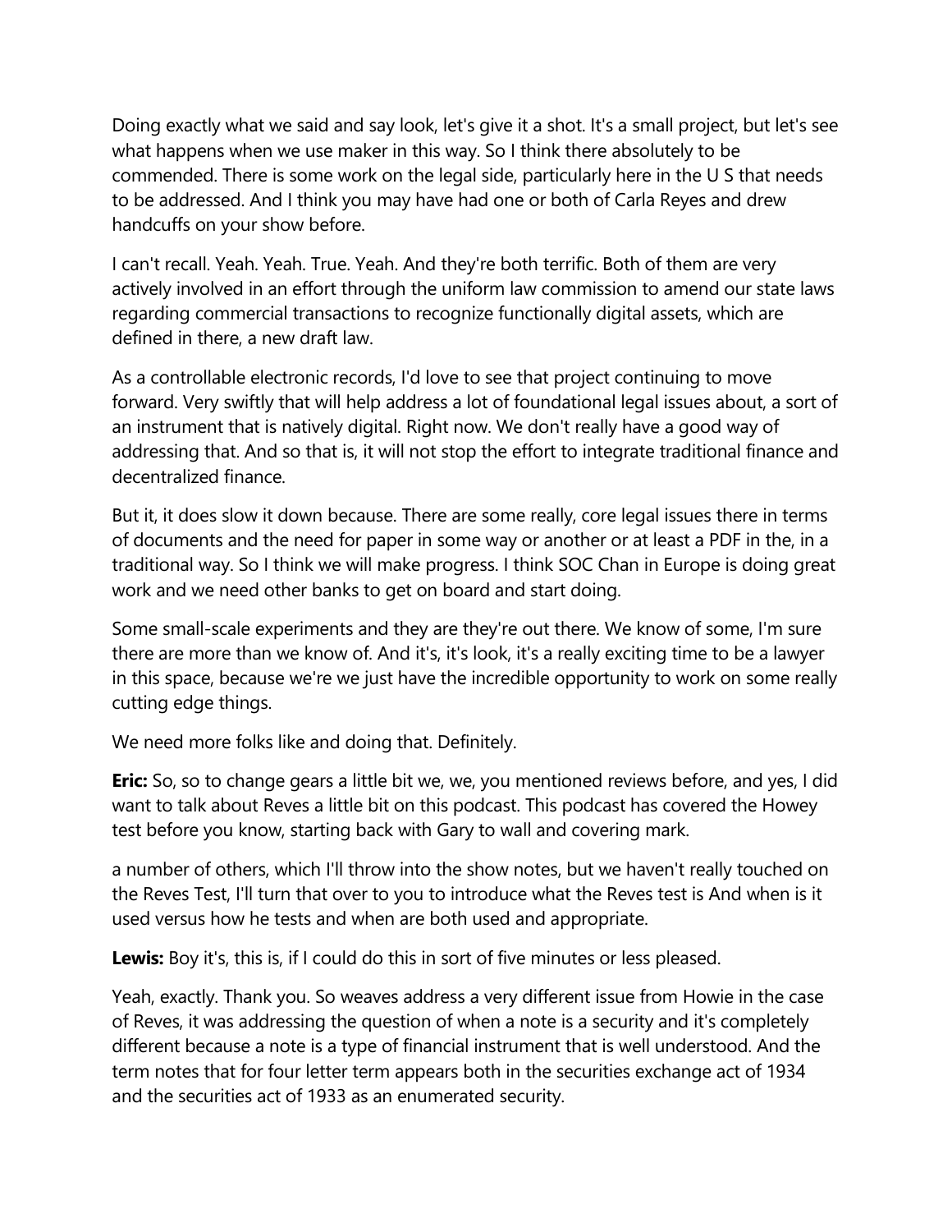Doing exactly what we said and say look, let's give it a shot. It's a small project, but let's see what happens when we use maker in this way. So I think there absolutely to be commended. There is some work on the legal side, particularly here in the U S that needs to be addressed. And I think you may have had one or both of Carla Reyes and drew handcuffs on your show before.

I can't recall. Yeah. Yeah. True. Yeah. And they're both terrific. Both of them are very actively involved in an effort through the uniform law commission to amend our state laws regarding commercial transactions to recognize functionally digital assets, which are defined in there, a new draft law.

As a controllable electronic records, I'd love to see that project continuing to move forward. Very swiftly that will help address a lot of foundational legal issues about, a sort of an instrument that is natively digital. Right now. We don't really have a good way of addressing that. And so that is, it will not stop the effort to integrate traditional finance and decentralized finance.

But it, it does slow it down because. There are some really, core legal issues there in terms of documents and the need for paper in some way or another or at least a PDF in the, in a traditional way. So I think we will make progress. I think SOC Chan in Europe is doing great work and we need other banks to get on board and start doing.

Some small-scale experiments and they are they're out there. We know of some, I'm sure there are more than we know of. And it's, it's look, it's a really exciting time to be a lawyer in this space, because we're we just have the incredible opportunity to work on some really cutting edge things.

We need more folks like and doing that. Definitely.

**Eric:** So, so to change gears a little bit we, we, you mentioned reviews before, and yes, I did want to talk about Reves a little bit on this podcast. This podcast has covered the Howey test before you know, starting back with Gary to wall and covering mark.

a number of others, which I'll throw into the show notes, but we haven't really touched on the Reves Test, I'll turn that over to you to introduce what the Reves test is And when is it used versus how he tests and when are both used and appropriate.

**Lewis:** Boy it's, this is, if I could do this in sort of five minutes or less pleased.

Yeah, exactly. Thank you. So weaves address a very different issue from Howie in the case of Reves, it was addressing the question of when a note is a security and it's completely different because a note is a type of financial instrument that is well understood. And the term notes that for four letter term appears both in the securities exchange act of 1934 and the securities act of 1933 as an enumerated security.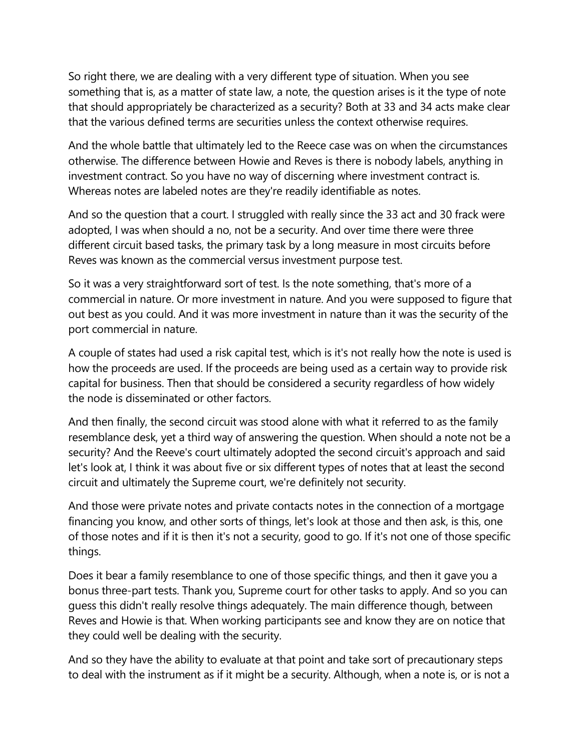So right there, we are dealing with a very different type of situation. When you see something that is, as a matter of state law, a note, the question arises is it the type of note that should appropriately be characterized as a security? Both at 33 and 34 acts make clear that the various defined terms are securities unless the context otherwise requires.

And the whole battle that ultimately led to the Reece case was on when the circumstances otherwise. The difference between Howie and Reves is there is nobody labels, anything in investment contract. So you have no way of discerning where investment contract is. Whereas notes are labeled notes are they're readily identifiable as notes.

And so the question that a court. I struggled with really since the 33 act and 30 frack were adopted, I was when should a no, not be a security. And over time there were three different circuit based tasks, the primary task by a long measure in most circuits before Reves was known as the commercial versus investment purpose test.

So it was a very straightforward sort of test. Is the note something, that's more of a commercial in nature. Or more investment in nature. And you were supposed to figure that out best as you could. And it was more investment in nature than it was the security of the port commercial in nature.

A couple of states had used a risk capital test, which is it's not really how the note is used is how the proceeds are used. If the proceeds are being used as a certain way to provide risk capital for business. Then that should be considered a security regardless of how widely the node is disseminated or other factors.

And then finally, the second circuit was stood alone with what it referred to as the family resemblance desk, yet a third way of answering the question. When should a note not be a security? And the Reeve's court ultimately adopted the second circuit's approach and said let's look at, I think it was about five or six different types of notes that at least the second circuit and ultimately the Supreme court, we're definitely not security.

And those were private notes and private contacts notes in the connection of a mortgage financing you know, and other sorts of things, let's look at those and then ask, is this, one of those notes and if it is then it's not a security, good to go. If it's not one of those specific things.

Does it bear a family resemblance to one of those specific things, and then it gave you a bonus three-part tests. Thank you, Supreme court for other tasks to apply. And so you can guess this didn't really resolve things adequately. The main difference though, between Reves and Howie is that. When working participants see and know they are on notice that they could well be dealing with the security.

And so they have the ability to evaluate at that point and take sort of precautionary steps to deal with the instrument as if it might be a security. Although, when a note is, or is not a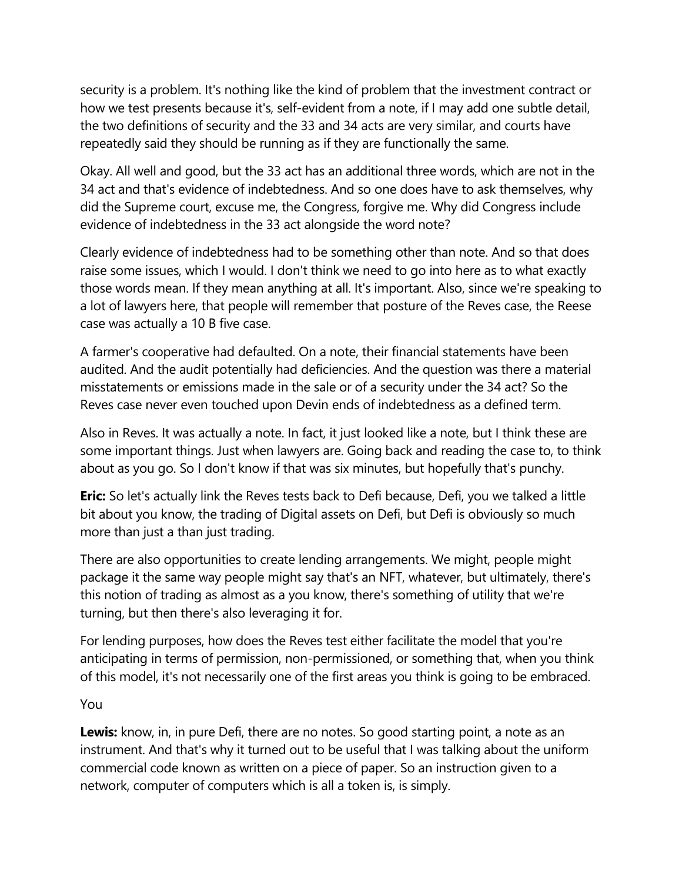security is a problem. It's nothing like the kind of problem that the investment contract or how we test presents because it's, self-evident from a note, if I may add one subtle detail, the two definitions of security and the 33 and 34 acts are very similar, and courts have repeatedly said they should be running as if they are functionally the same.

Okay. All well and good, but the 33 act has an additional three words, which are not in the 34 act and that's evidence of indebtedness. And so one does have to ask themselves, why did the Supreme court, excuse me, the Congress, forgive me. Why did Congress include evidence of indebtedness in the 33 act alongside the word note?

Clearly evidence of indebtedness had to be something other than note. And so that does raise some issues, which I would. I don't think we need to go into here as to what exactly those words mean. If they mean anything at all. It's important. Also, since we're speaking to a lot of lawyers here, that people will remember that posture of the Reves case, the Reese case was actually a 10 B five case.

A farmer's cooperative had defaulted. On a note, their financial statements have been audited. And the audit potentially had deficiencies. And the question was there a material misstatements or emissions made in the sale or of a security under the 34 act? So the Reves case never even touched upon Devin ends of indebtedness as a defined term.

Also in Reves. It was actually a note. In fact, it just looked like a note, but I think these are some important things. Just when lawyers are. Going back and reading the case to, to think about as you go. So I don't know if that was six minutes, but hopefully that's punchy.

**Eric:** So let's actually link the Reves tests back to Defi because, Defi, you we talked a little bit about you know, the trading of Digital assets on Defi, but Defi is obviously so much more than just a than just trading.

There are also opportunities to create lending arrangements. We might, people might package it the same way people might say that's an NFT, whatever, but ultimately, there's this notion of trading as almost as a you know, there's something of utility that we're turning, but then there's also leveraging it for.

For lending purposes, how does the Reves test either facilitate the model that you're anticipating in terms of permission, non-permissioned, or something that, when you think of this model, it's not necessarily one of the first areas you think is going to be embraced.

You

**Lewis:** know, in, in pure Defi, there are no notes. So good starting point, a note as an instrument. And that's why it turned out to be useful that I was talking about the uniform commercial code known as written on a piece of paper. So an instruction given to a network, computer of computers which is all a token is, is simply.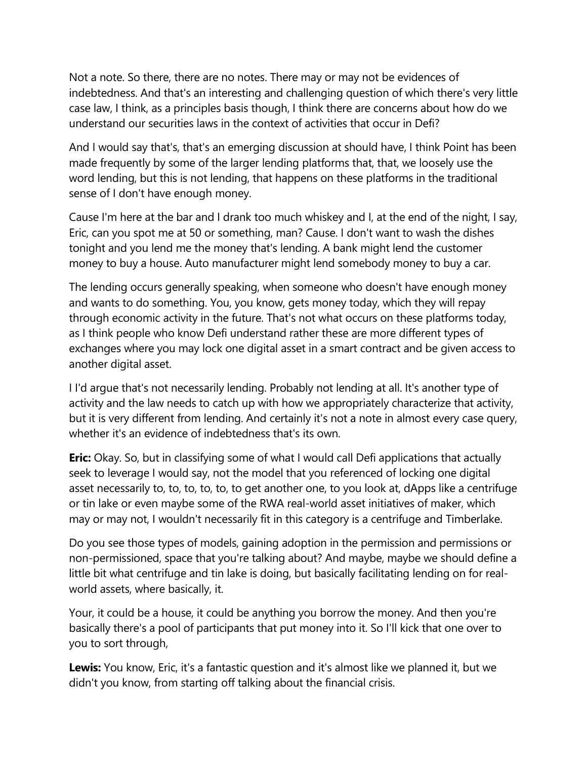Not a note. So there, there are no notes. There may or may not be evidences of indebtedness. And that's an interesting and challenging question of which there's very little case law, I think, as a principles basis though, I think there are concerns about how do we understand our securities laws in the context of activities that occur in Defi?

And I would say that's, that's an emerging discussion at should have, I think Point has been made frequently by some of the larger lending platforms that, that, we loosely use the word lending, but this is not lending, that happens on these platforms in the traditional sense of I don't have enough money.

Cause I'm here at the bar and I drank too much whiskey and I, at the end of the night, I say, Eric, can you spot me at 50 or something, man? Cause. I don't want to wash the dishes tonight and you lend me the money that's lending. A bank might lend the customer money to buy a house. Auto manufacturer might lend somebody money to buy a car.

The lending occurs generally speaking, when someone who doesn't have enough money and wants to do something. You, you know, gets money today, which they will repay through economic activity in the future. That's not what occurs on these platforms today, as I think people who know Defi understand rather these are more different types of exchanges where you may lock one digital asset in a smart contract and be given access to another digital asset.

I I'd argue that's not necessarily lending. Probably not lending at all. It's another type of activity and the law needs to catch up with how we appropriately characterize that activity, but it is very different from lending. And certainly it's not a note in almost every case query, whether it's an evidence of indebtedness that's its own.

**Eric:** Okay. So, but in classifying some of what I would call Defi applications that actually seek to leverage I would say, not the model that you referenced of locking one digital asset necessarily to, to, to, to, to, to get another one, to you look at, dApps like a centrifuge or tin lake or even maybe some of the RWA real-world asset initiatives of maker, which may or may not, I wouldn't necessarily fit in this category is a centrifuge and Timberlake.

Do you see those types of models, gaining adoption in the permission and permissions or non-permissioned, space that you're talking about? And maybe, maybe we should define a little bit what centrifuge and tin lake is doing, but basically facilitating lending on for real-world assets, where basically, it.

Your, it could be a house, it could be anything you borrow the money. And then you're basically there's a pool of participants that put money into it. So I'll kick that one over to you to sort through,

**Lewis:** You know, Eric, it's a fantastic question and it's almost like we planned it, but we didn't you know, from starting off talking about the financial crisis.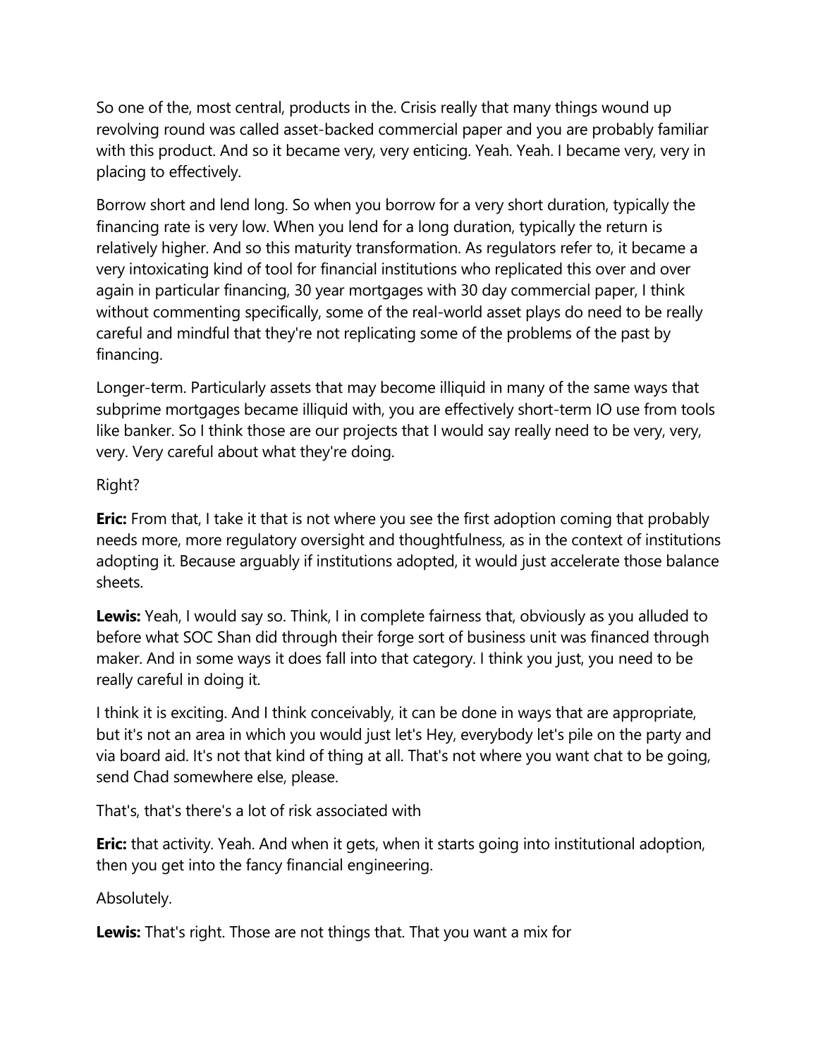So one of the, most central, products in the. Crisis really that many things wound up revolving round was called asset-backed commercial paper and you are probably familiar with this product. And so it became very, very enticing. Yeah. Yeah. I became very, very in placing to effectively.

Borrow short and lend long. So when you borrow for a very short duration, typically the financing rate is very low. When you lend for a long duration, typically the return is relatively higher. And so this maturity transformation. As regulators refer to, it became a very intoxicating kind of tool for financial institutions who replicated this over and over again in particular financing, 30 year mortgages with 30 day commercial paper, I think without commenting specifically, some of the real-world asset plays do need to be really careful and mindful that they're not replicating some of the problems of the past by financing.

Longer-term. Particularly assets that may become illiquid in many of the same ways that subprime mortgages became illiquid with, you are effectively short-term IO use from tools like banker. So I think those are our projects that I would say really need to be very, very, very. Very careful about what they're doing.

Right?

**Eric:** From that, I take it that is not where you see the first adoption coming that probably needs more, more regulatory oversight and thoughtfulness, as in the context of institutions adopting it. Because arguably if institutions adopted, it would just accelerate those balance sheets.

**Lewis:** Yeah, I would say so. Think, I in complete fairness that, obviously as you alluded to before what SOC Shan did through their forge sort of business unit was financed through maker. And in some ways it does fall into that category. I think you just, you need to be really careful in doing it.

I think it is exciting. And I think conceivably, it can be done in ways that are appropriate, but it's not an area in which you would just let's Hey, everybody let's pile on the party and via board aid. It's not that kind of thing at all. That's not where you want chat to be going, send Chad somewhere else, please.

That's, that's there's a lot of risk associated with

**Eric:** that activity. Yeah. And when it gets, when it starts going into institutional adoption, then you get into the fancy financial engineering.

Absolutely.

**Lewis:** That's right. Those are not things that. That you want a mix for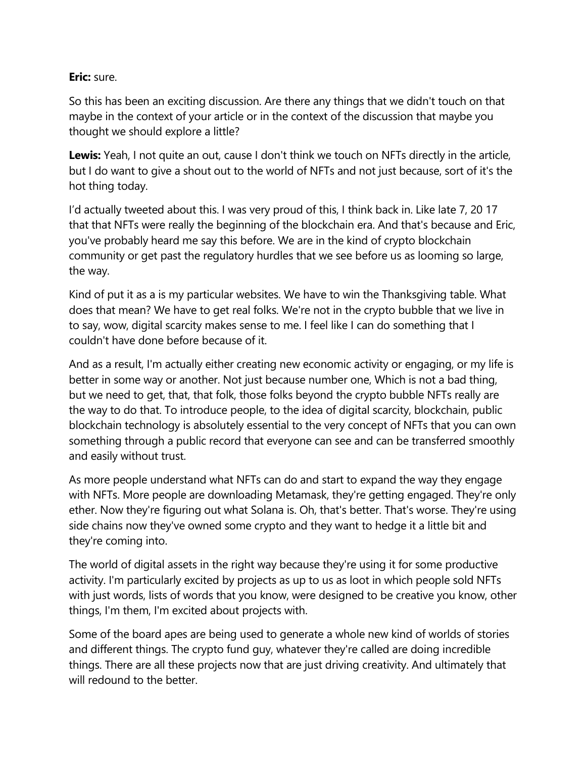**Eric:** sure.

So this has been an exciting discussion. Are there any things that we didn't touch on that maybe in the context of your article or in the context of the discussion that maybe you thought we should explore a little?

**Lewis:** Yeah, I not quite an out, cause I don't think we touch on NFTs directly in the article, but I do want to give a shout out to the world of NFTs and not just because, sort of it's the hot thing today.

I'd actually tweeted about this. I was very proud of this, I think back in. Like late 7, 20 17 that that NFTs were really the beginning of the blockchain era. And that's because and Eric, you've probably heard me say this before. We are in the kind of crypto blockchain community or get past the regulatory hurdles that we see before us as looming so large, the way.

Kind of put it as a is my particular websites. We have to win the Thanksgiving table. What does that mean? We have to get real folks. We're not in the crypto bubble that we live in to say, wow, digital scarcity makes sense to me. I feel like I can do something that I couldn't have done before because of it.

And as a result, I'm actually either creating new economic activity or engaging, or my life is better in some way or another. Not just because number one, Which is not a bad thing, but we need to get, that, that folk, those folks beyond the crypto bubble NFTs really are the way to do that. To introduce people, to the idea of digital scarcity, blockchain, public blockchain technology is absolutely essential to the very concept of NFTs that you can own something through a public record that everyone can see and can be transferred smoothly and easily without trust.

As more people understand what NFTs can do and start to expand the way they engage with NFTs. More people are downloading Metamask, they're getting engaged. They're only ether. Now they're figuring out what Solana is. Oh, that's better. That's worse. They're using side chains now they've owned some crypto and they want to hedge it a little bit and they're coming into.

The world of digital assets in the right way because they're using it for some productive activity. I'm particularly excited by projects as up to us as loot in which people sold NFTs with just words, lists of words that you know, were designed to be creative you know, other things, I'm them, I'm excited about projects with.

Some of the board apes are being used to generate a whole new kind of worlds of stories and different things. The crypto fund guy, whatever they're called are doing incredible things. There are all these projects now that are just driving creativity. And ultimately that will redound to the better.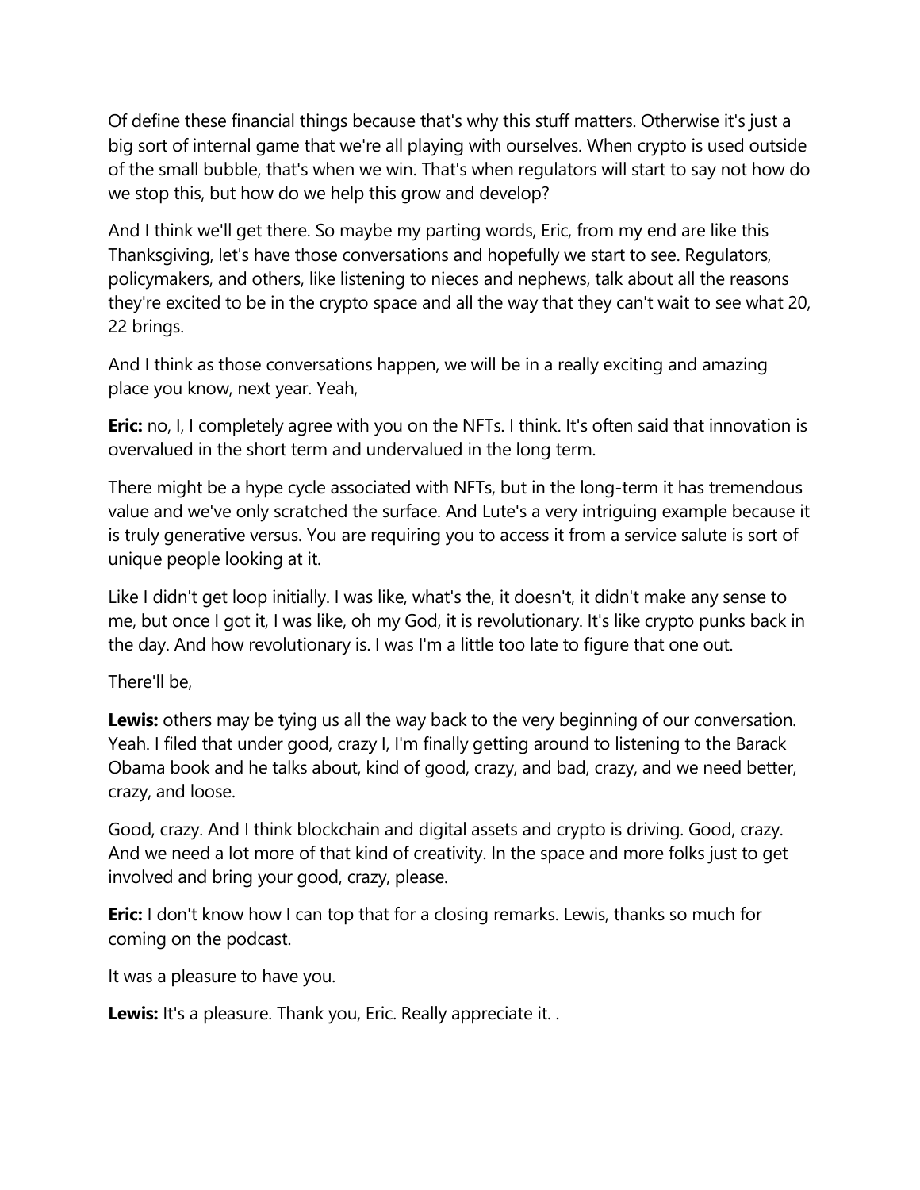Of define these financial things because that's why this stuff matters. Otherwise it's just a big sort of internal game that we're all playing with ourselves. When crypto is used outside of the small bubble, that's when we win. That's when regulators will start to say not how do we stop this, but how do we help this grow and develop?

And I think we'll get there. So maybe my parting words, Eric, from my end are like this Thanksgiving, let's have those conversations and hopefully we start to see. Regulators, policymakers, and others, like listening to nieces and nephews, talk about all the reasons they're excited to be in the crypto space and all the way that they can't wait to see what 20, 22 brings.

And I think as those conversations happen, we will be in a really exciting and amazing place you know, next year. Yeah,

**Eric:** no, I, I completely agree with you on the NFTs. I think. It's often said that innovation is overvalued in the short term and undervalued in the long term.

There might be a hype cycle associated with NFTs, but in the long-term it has tremendous value and we've only scratched the surface. And Lute's a very intriguing example because it is truly generative versus. You are requiring you to access it from a service salute is sort of unique people looking at it.

Like I didn't get loop initially. I was like, what's the, it doesn't, it didn't make any sense to me, but once I got it, I was like, oh my God, it is revolutionary. It's like crypto punks back in the day. And how revolutionary is. I was I'm a little too late to figure that one out.

There'll be,

**Lewis:** others may be tying us all the way back to the very beginning of our conversation. Yeah. I filed that under good, crazy I, I'm finally getting around to listening to the Barack Obama book and he talks about, kind of good, crazy, and bad, crazy, and we need better, crazy, and loose.

Good, crazy. And I think blockchain and digital assets and crypto is driving. Good, crazy. And we need a lot more of that kind of creativity. In the space and more folks just to get involved and bring your good, crazy, please.

**Eric:** I don't know how I can top that for a closing remarks. Lewis, thanks so much for coming on the podcast.

It was a pleasure to have you.

**Lewis:** It's a pleasure. Thank you, Eric. Really appreciate it. .